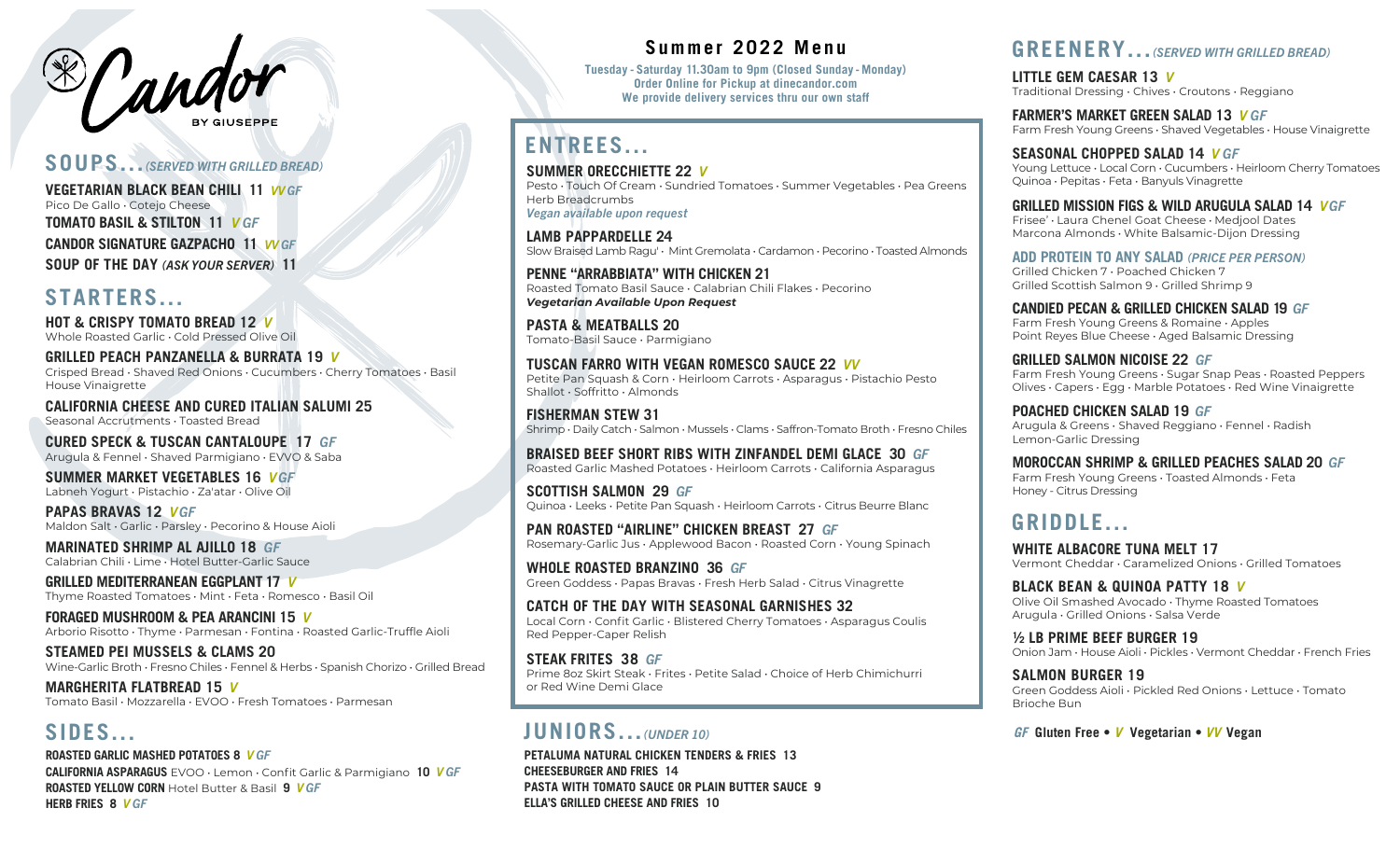# Candor

BY GIUSEPPE

## SOUPS... *(SERVED WITH GRILLED BREAD)*

**VEGETARIAN BLACK BEAN CHILI 11** *VV GF*
Pico De Gallo · Cotejo Cheese

**TOMATO BASIL & STILTON 11** *V GF*

**CANDOR SIGNATURE GAZPACHO 11** *VV GF*

**SOUP OF THE DAY** *(ASK YOUR SERVER)* **11**

## STARTERS...

**HOT & CRISPY TOMATO BREAD 12** *V*
Whole Roasted Garlic · Cold Pressed Olive Oil

**GRILLED PEACH PANZANELLA & BURRATA 19** *V*
Crisped Bread · Shaved Red Onions · Cucumbers · Cherry Tomatoes · Basil
House Vinaigrette

**CALIFORNIA CHEESE AND CURED ITALIAN SALUMI 25**
Seasonal Accrutments · Toasted Bread

**CURED SPECK & TUSCAN CANTALOUPE 17** *GF*
Arugula & Fennel · Shaved Parmigiano · EVVO & Saba

**SUMMER MARKET VEGETABLES 16** *V GF*
Labneh Yogurt · Pistachio · Za'atar · Olive Oil

**PAPAS BRAVAS 12** *V GF*
Maldon Salt · Garlic · Parsley · Pecorino & House Aioli

**MARINATED SHRIMP AL AJILLO 18** *GF*
Calabrian Chili · Lime · Hotel Butter-Garlic Sauce

**GRILLED MEDITERRANEAN EGGPLANT 17** *V*
Thyme Roasted Tomatoes · Mint · Feta · Romesco · Basil Oil

**FORAGED MUSHROOM & PEA ARANCINI 15** *V*
Arborio Risotto · Thyme · Parmesan · Fontina · Roasted Garlic-Truffle Aioli

**STEAMED PEI MUSSELS & CLAMS 20**
Wine-Garlic Broth · Fresno Chiles · Fennel & Herbs · Spanish Chorizo · Grilled Bread

**MARGHERITA FLATBREAD 15** *V*
Tomato Basil · Mozzarella · EVOO · Fresh Tomatoes · Parmesan

## SIDES...

**ROASTED GARLIC MASHED POTATOES 8** *V GF*

**CALIFORNIA ASPARAGUS** EVOO · Lemon · Confit Garlic & Parmigiano **10** *V GF*

**ROASTED YELLOW CORN** Hotel Butter & Basil **9** *V GF*

**HERB FRIES 8** *V GF*

# Summer 2022 Menu

Tuesday - Saturday 11.30am to 9pm (Closed Sunday - Monday)
Order Online for Pickup at dinecandor.com
We provide delivery services thru our own staff

## ENTREES...

**SUMMER ORECCHIETTE 22** *V*
Pesto · Touch Of Cream · Sundried Tomatoes · Summer Vegetables · Pea Greens
Herb Breadcrumbs
*Vegan available upon request*

**LAMB PAPPARDELLE 24**
Slow Braised Lamb Ragu' · Mint Gremolata · Cardamon · Pecorino · Toasted Almonds

**PENNE "ARRABBIATA" WITH CHICKEN 21**
Roasted Tomato Basil Sauce · Calabrian Chili Flakes · Pecorino
***Vegetarian Available Upon Request***

**PASTA & MEATBALLS 20**
Tomato-Basil Sauce · Parmigiano

**TUSCAN FARRO WITH VEGAN ROMESCO SAUCE 22** *VV*
Petite Pan Squash & Corn · Heirloom Carrots · Asparagus · Pistachio Pesto
Shallot · Soffritto · Almonds

**FISHERMAN STEW 31**
Shrimp · Daily Catch · Salmon · Mussels · Clams · Saffron-Tomato Broth · Fresno Chiles

**BRAISED BEEF SHORT RIBS WITH ZINFANDEL DEMI GLACE 30** *GF*
Roasted Garlic Mashed Potatoes · Heirloom Carrots · California Asparagus

**SCOTTISH SALMON 29** *GF*
Quinoa · Leeks · Petite Pan Squash · Heirloom Carrots · Citrus Beurre Blanc

**PAN ROASTED "AIRLINE" CHICKEN BREAST 27** *GF*
Rosemary-Garlic Jus · Applewood Bacon · Roasted Corn · Young Spinach

**WHOLE ROASTED BRANZINO 36** *GF*
Green Goddess · Papas Bravas · Fresh Herb Salad · Citrus Vinagrette

**CATCH OF THE DAY WITH SEASONAL GARNISHES 32**
Local Corn · Confit Garlic · Blistered Cherry Tomatoes · Asparagus Coulis
Red Pepper-Caper Relish

**STEAK FRITES 38** *GF*
Prime 8oz Skirt Steak · Frites · Petite Salad · Choice of Herb Chimichurri
or Red Wine Demi Glace

## JUNIORS... *(UNDER 10)*

**PETALUMA NATURAL CHICKEN TENDERS & FRIES 13**

**CHEESEBURGER AND FRIES 14**

**PASTA WITH TOMATO SAUCE OR PLAIN BUTTER SAUCE 9**

**ELLA'S GRILLED CHEESE AND FRIES 10**

## GREENERY... *(SERVED WITH GRILLED BREAD)*

**LITTLE GEM CAESAR 13** *V*
Traditional Dressing · Chives · Croutons · Reggiano

**FARMER'S MARKET GREEN SALAD 13** *V GF*
Farm Fresh Young Greens · Shaved Vegetables · House Vinaigrette

**SEASONAL CHOPPED SALAD 14** *V GF*
Young Lettuce · Local Corn · Cucumbers · Heirloom Cherry Tomatoes
Quinoa · Pepitas · Feta · Banyuls Vinagrette

**GRILLED MISSION FIGS & WILD ARUGULA SALAD 14** *V GF*
Frisee' · Laura Chenel Goat Cheese · Medjool Dates
Marcona Almonds · White Balsamic-Dijon Dressing

**ADD PROTEIN TO ANY SALAD** *(PRICE PER PERSON)*
Grilled Chicken 7 · Poached Chicken 7
Grilled Scottish Salmon 9 · Grilled Shrimp 9

**CANDIED PECAN & GRILLED CHICKEN SALAD 19** *GF*
Farm Fresh Young Greens & Romaine · Apples
Point Reyes Blue Cheese · Aged Balsamic Dressing

**GRILLED SALMON NICOISE 22** *GF*
Farm Fresh Young Greens · Sugar Snap Peas · Roasted Peppers
Olives · Capers · Egg · Marble Potatoes · Red Wine Vinaigrette

**POACHED CHICKEN SALAD 19** *GF*
Arugula & Greens · Shaved Reggiano · Fennel · Radish
Lemon-Garlic Dressing

**MOROCCAN SHRIMP & GRILLED PEACHES SALAD 20** *GF*
Farm Fresh Young Greens · Toasted Almonds · Feta
Honey - Citrus Dressing

## GRIDDLE...

**WHITE ALBACORE TUNA MELT 17**
Vermont Cheddar · Caramelized Onions · Grilled Tomatoes

**BLACK BEAN & QUINOA PATTY 18** *V*
Olive Oil Smashed Avocado · Thyme Roasted Tomatoes
Arugula · Grilled Onions · Salsa Verde

**½ LB PRIME BEEF BURGER 19**
Onion Jam · House Aioli · Pickles · Vermont Cheddar · French Fries

**SALMON BURGER 19**
Green Goddess Aioli · Pickled Red Onions · Lettuce · Tomato
Brioche Bun

*GF* **Gluten Free** • *V* **Vegetarian** • *VV* **Vegan**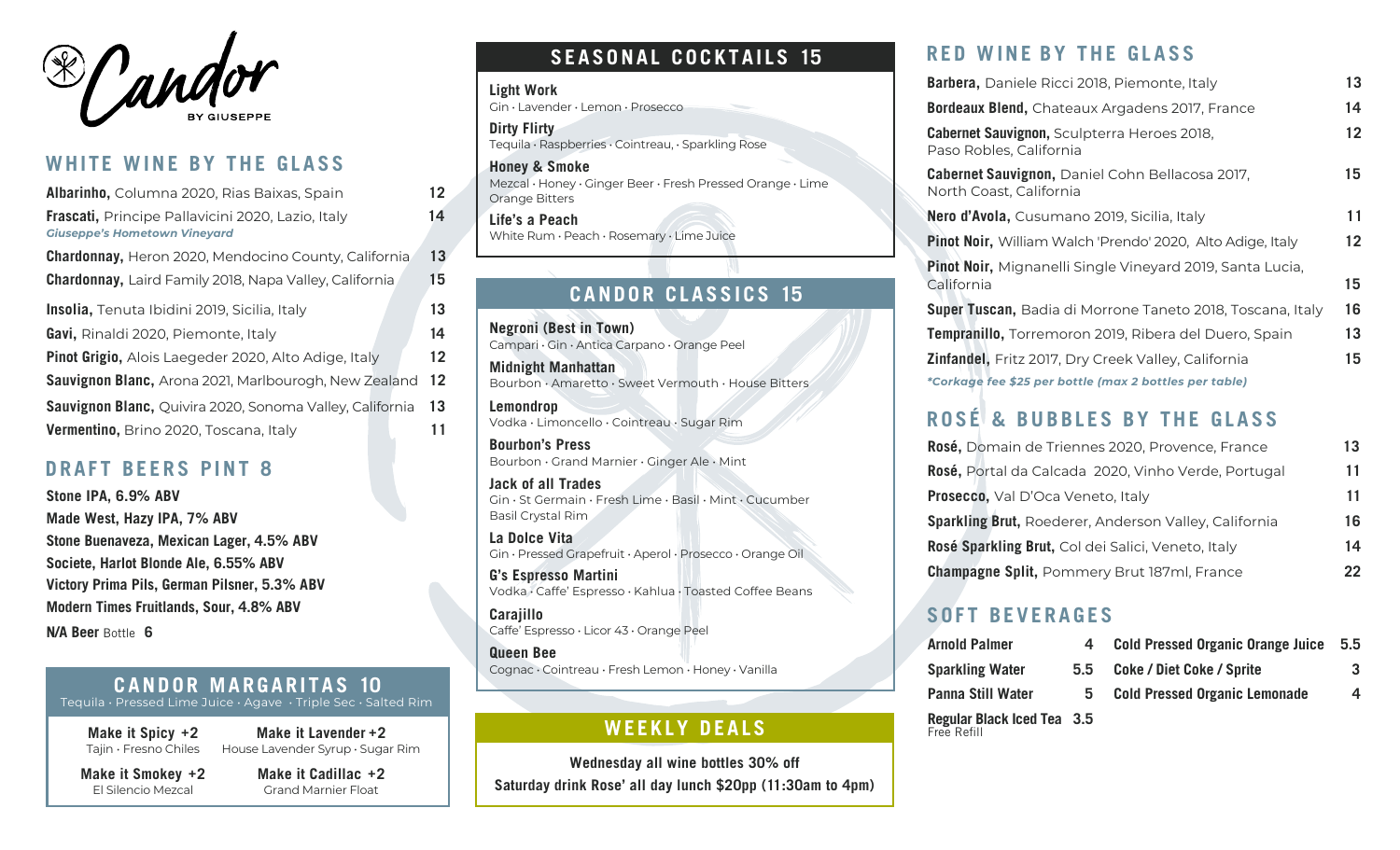# Candor

BY GIUSEPPE

## WHITE WINE BY THE GLASS

| | |
|---|---|
| **Albarinho,** Columna 2020, Rias Baixas, Spain | 12 |
| **Frascati,** Principe Pallavicini 2020, Lazio, Italy *Giuseppe's Hometown Vineyard* | 14 |
| **Chardonnay,** Heron 2020, Mendocino County, California | 13 |
| **Chardonnay,** Laird Family 2018, Napa Valley, California | 15 |
| **Insolia,** Tenuta Ibidini 2019, Sicilia, Italy | 13 |
| **Gavi,** Rinaldi 2020, Piemonte, Italy | 14 |
| **Pinot Grigio,** Alois Laegeder 2020, Alto Adige, Italy | 12 |
| **Sauvignon Blanc,** Arona 2021, Marlbourogh, New Zealand | 12 |
| **Sauvignon Blanc,** Quivira 2020, Sonoma Valley, California | 13 |
| **Vermentino,** Brino 2020, Toscana, Italy | 11 |

## DRAFT BEERS PINT 8

**Stone IPA, 6.9% ABV**
**Made West, Hazy IPA, 7% ABV**
**Stone Buenaveza, Mexican Lager, 4.5% ABV**
**Societe, Harlot Blonde Ale, 6.55% ABV**
**Victory Prima Pils, German Pilsner, 5.3% ABV**
**Modern Times Fruitlands, Sour, 4.8% ABV**
**N/A Beer** Bottle **6**

## CANDOR MARGARITAS 10

Tequila · Pressed Lime Juice · Agave · Triple Sec · Salted Rim

**Make it Spicy +2**
Tajin · Fresno Chiles

**Make it Lavender +2**
House Lavender Syrup · Sugar Rim

**Make it Smokey +2**
El Silencio Mezcal

**Make it Cadillac +2**
Grand Marnier Float

## SEASONAL COCKTAILS 15

**Light Work**
Gin · Lavender · Lemon · Prosecco

**Dirty Flirty**
Tequila · Raspberries · Cointreau, · Sparkling Rose

**Honey & Smoke**
Mezcal · Honey · Ginger Beer · Fresh Pressed Orange · Lime
Orange Bitters

**Life's a Peach**
White Rum · Peach · Rosemary · Lime Juice

## CANDOR CLASSICS 15

**Negroni (Best in Town)**
Campari · Gin · Antica Carpano · Orange Peel

**Midnight Manhattan**
Bourbon · Amaretto · Sweet Vermouth · House Bitters

**Lemondrop**
Vodka · Limoncello · Cointreau · Sugar Rim

**Bourbon's Press**
Bourbon · Grand Marnier · Ginger Ale · Mint

**Jack of all Trades**
Gin · St Germain · Fresh Lime · Basil · Mint · Cucumber
Basil Crystal Rim

**La Dolce Vita**
Gin · Pressed Grapefruit · Aperol · Prosecco · Orange Oil

**G's Espresso Martini**
Vodka · Caffe' Espresso · Kahlua · Toasted Coffee Beans

**Carajillo**
Caffe' Espresso · Licor 43 · Orange Peel

**Queen Bee**
Cognac · Cointreau · Fresh Lemon · Honey · Vanilla

## WEEKLY DEALS

**Wednesday all wine bottles 30% off**
**Saturday drink Rose' all day lunch $20pp (11:30am to 4pm)**

## RED WINE BY THE GLASS

| | |
|---|---|
| **Barbera,** Daniele Ricci 2018, Piemonte, Italy | 13 |
| **Bordeaux Blend,** Chateaux Argadens 2017, France | 14 |
| **Cabernet Sauvignon,** Sculpterra Heroes 2018, Paso Robles, California | 12 |
| **Cabernet Sauvignon,** Daniel Cohn Bellacosa 2017, North Coast, California | 15 |
| **Nero d'Avola,** Cusumano 2019, Sicilia, Italy | 11 |
| **Pinot Noir,** William Walch 'Prendo' 2020, Alto Adige, Italy | 12 |
| **Pinot Noir,** Mignanelli Single Vineyard 2019, Santa Lucia, California | 15 |
| **Super Tuscan,** Badia di Morrone Taneto 2018, Toscana, Italy | 16 |
| **Tempranillo,** Torremoron 2019, Ribera del Duero, Spain | 13 |
| **Zinfandel,** Fritz 2017, Dry Creek Valley, California | 15 |

*\*Corkage fee $25 per bottle (max 2 bottles per table)*

## ROSÉ & BUBBLES BY THE GLASS

| | |
|---|---|
| **Rosé,** Domain de Triennes 2020, Provence, France | 13 |
| **Rosé,** Portal da Calcada 2020, Vinho Verde, Portugal | 11 |
| **Prosecco,** Val D'Oca Veneto, Italy | 11 |
| **Sparkling Brut,** Roederer, Anderson Valley, California | 16 |
| **Rosé Sparkling Brut,** Col dei Salici, Veneto, Italy | 14 |
| **Champagne Split,** Pommery Brut 187ml, France | 22 |

## SOFT BEVERAGES

| | | | |
|---|---|---|---|
| **Arnold Palmer** | 4 | **Cold Pressed Organic Orange Juice** | 5.5 |
| **Sparkling Water** | 5.5 | **Coke / Diet Coke / Sprite** | 3 |
| **Panna Still Water** | 5 | **Cold Pressed Organic Lemonade** | 4 |
| **Regular Black Iced Tea** Free Refill | 3.5 | | |